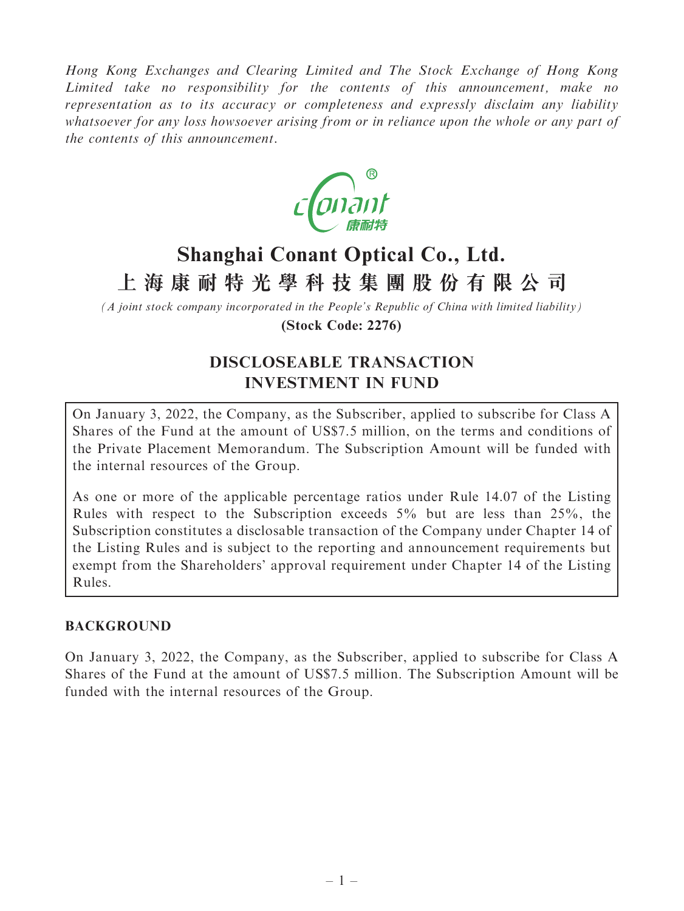*Hong Kong Exchanges and Clearing Limited and The Stock Exchange of Hong Kong Limited take no responsibility for the contents of this announcement, make no representation as to its accuracy or completeness and expressly disclaim any liability whatsoever for any loss howsoever arising from or in reliance upon the whole or any part of the contents of this announcement.*

# Shanghai Conant Optical Co., Ltd.
# 上海康耐特光學科技集團股份有限公司

*(A joint stock company incorporated in the People's Republic of China with limited liability)*

**(Stock Code: 2276)**

## DISCLOSEABLE TRANSACTION
## INVESTMENT IN FUND

On January 3, 2022, the Company, as the Subscriber, applied to subscribe for Class A Shares of the Fund at the amount of US$7.5 million, on the terms and conditions of the Private Placement Memorandum. The Subscription Amount will be funded with the internal resources of the Group.

As one or more of the applicable percentage ratios under Rule 14.07 of the Listing Rules with respect to the Subscription exceeds 5% but are less than 25%, the Subscription constitutes a disclosable transaction of the Company under Chapter 14 of the Listing Rules and is subject to the reporting and announcement requirements but exempt from the Shareholders' approval requirement under Chapter 14 of the Listing Rules.

### BACKGROUND

On January 3, 2022, the Company, as the Subscriber, applied to subscribe for Class A Shares of the Fund at the amount of US$7.5 million. The Subscription Amount will be funded with the internal resources of the Group.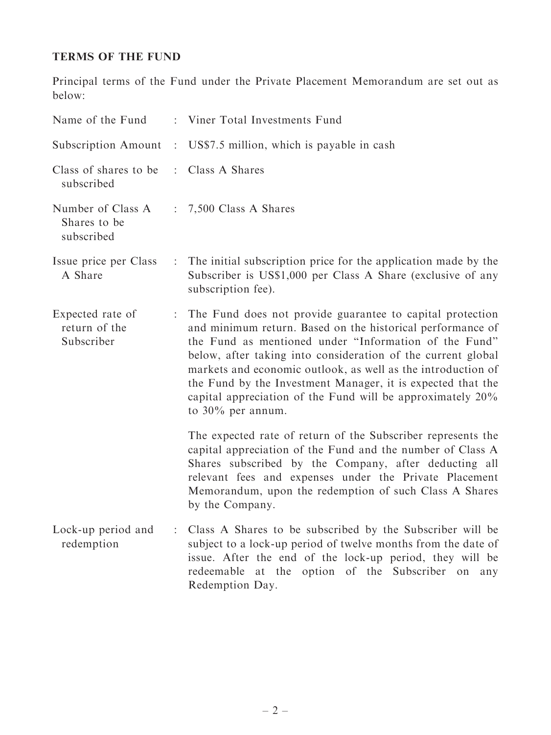**TERMS OF THE FUND**

Principal terms of the Fund under the Private Placement Memorandum are set out as below:

| | | |
|---|---|---|
| Name of the Fund | : | Viner Total Investments Fund |
| Subscription Amount | : | US$7.5 million, which is payable in cash |
| Class of shares to be subscribed | : | Class A Shares |
| Number of Class A Shares to be subscribed | : | 7,500 Class A Shares |
| Issue price per Class A Share | : | The initial subscription price for the application made by the Subscriber is US$1,000 per Class A Share (exclusive of any subscription fee). |
| Expected rate of return of the Subscriber | : | The Fund does not provide guarantee to capital protection and minimum return. Based on the historical performance of the Fund as mentioned under "Information of the Fund" below, after taking into consideration of the current global markets and economic outlook, as well as the introduction of the Fund by the Investment Manager, it is expected that the capital appreciation of the Fund will be approximately 20% to 30% per annum.<br><br>The expected rate of return of the Subscriber represents the capital appreciation of the Fund and the number of Class A Shares subscribed by the Company, after deducting all relevant fees and expenses under the Private Placement Memorandum, upon the redemption of such Class A Shares by the Company. |
| Lock-up period and redemption | : | Class A Shares to be subscribed by the Subscriber will be subject to a lock-up period of twelve months from the date of issue. After the end of the lock-up period, they will be redeemable at the option of the Subscriber on any Redemption Day. |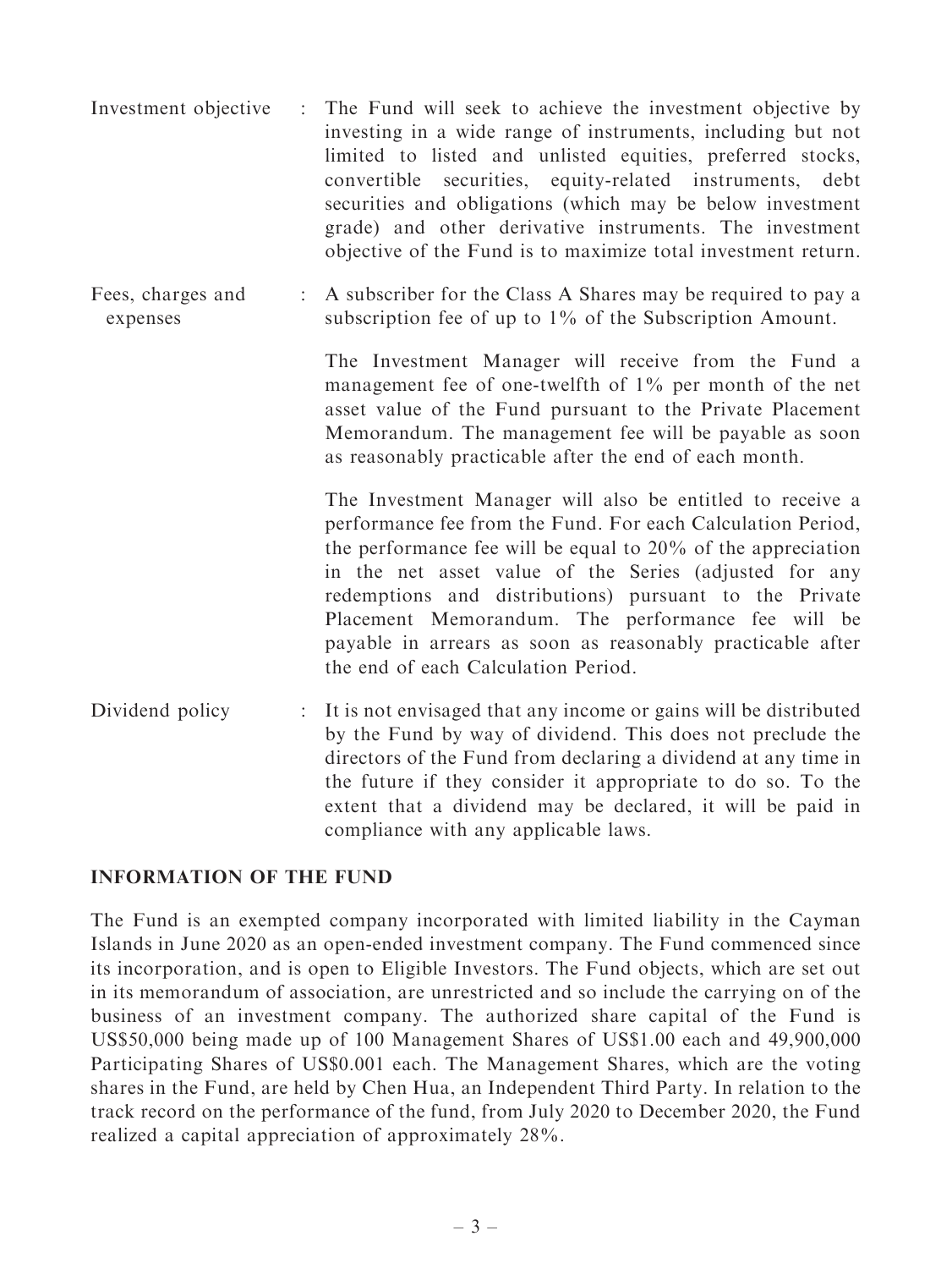| | | |
|---|---|---|
| Investment objective | : | The Fund will seek to achieve the investment objective by investing in a wide range of instruments, including but not limited to listed and unlisted equities, preferred stocks, convertible securities, equity-related instruments, debt securities and obligations (which may be below investment grade) and other derivative instruments. The investment objective of the Fund is to maximize total investment return. |
| Fees, charges and expenses | : | A subscriber for the Class A Shares may be required to pay a subscription fee of up to 1% of the Subscription Amount.<br><br>The Investment Manager will receive from the Fund a management fee of one-twelfth of 1% per month of the net asset value of the Fund pursuant to the Private Placement Memorandum. The management fee will be payable as soon as reasonably practicable after the end of each month.<br><br>The Investment Manager will also be entitled to receive a performance fee from the Fund. For each Calculation Period, the performance fee will be equal to 20% of the appreciation in the net asset value of the Series (adjusted for any redemptions and distributions) pursuant to the Private Placement Memorandum. The performance fee will be payable in arrears as soon as reasonably practicable after the end of each Calculation Period. |
| Dividend policy | : | It is not envisaged that any income or gains will be distributed by the Fund by way of dividend. This does not preclude the directors of the Fund from declaring a dividend at any time in the future if they consider it appropriate to do so. To the extent that a dividend may be declared, it will be paid in compliance with any applicable laws. |

**INFORMATION OF THE FUND**

The Fund is an exempted company incorporated with limited liability in the Cayman Islands in June 2020 as an open-ended investment company. The Fund commenced since its incorporation, and is open to Eligible Investors. The Fund objects, which are set out in its memorandum of association, are unrestricted and so include the carrying on of the business of an investment company. The authorized share capital of the Fund is US$50,000 being made up of 100 Management Shares of US$1.00 each and 49,900,000 Participating Shares of US$0.001 each. The Management Shares, which are the voting shares in the Fund, are held by Chen Hua, an Independent Third Party. In relation to the track record on the performance of the fund, from July 2020 to December 2020, the Fund realized a capital appreciation of approximately 28%.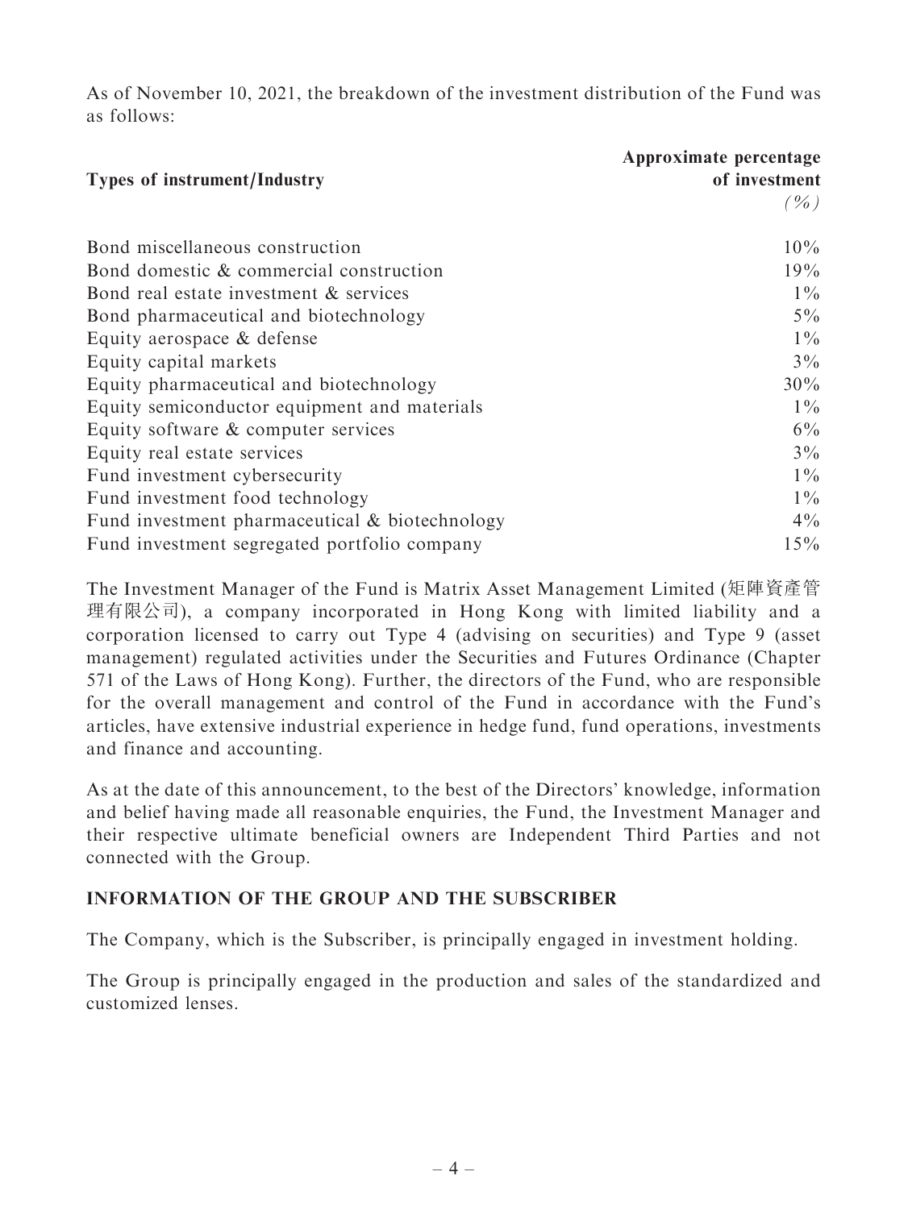As of November 10, 2021, the breakdown of the investment distribution of the Fund was as follows:

| Types of instrument/Industry | Approximate percentage of investment (%) |
|---|---|
| Bond miscellaneous construction | 10% |
| Bond domestic & commercial construction | 19% |
| Bond real estate investment & services | 1% |
| Bond pharmaceutical and biotechnology | 5% |
| Equity aerospace & defense | 1% |
| Equity capital markets | 3% |
| Equity pharmaceutical and biotechnology | 30% |
| Equity semiconductor equipment and materials | 1% |
| Equity software & computer services | 6% |
| Equity real estate services | 3% |
| Fund investment cybersecurity | 1% |
| Fund investment food technology | 1% |
| Fund investment pharmaceutical & biotechnology | 4% |
| Fund investment segregated portfolio company | 15% |

The Investment Manager of the Fund is Matrix Asset Management Limited (矩陣資產管理有限公司), a company incorporated in Hong Kong with limited liability and a corporation licensed to carry out Type 4 (advising on securities) and Type 9 (asset management) regulated activities under the Securities and Futures Ordinance (Chapter 571 of the Laws of Hong Kong). Further, the directors of the Fund, who are responsible for the overall management and control of the Fund in accordance with the Fund's articles, have extensive industrial experience in hedge fund, fund operations, investments and finance and accounting.

As at the date of this announcement, to the best of the Directors' knowledge, information and belief having made all reasonable enquiries, the Fund, the Investment Manager and their respective ultimate beneficial owners are Independent Third Parties and not connected with the Group.

## INFORMATION OF THE GROUP AND THE SUBSCRIBER

The Company, which is the Subscriber, is principally engaged in investment holding.

The Group is principally engaged in the production and sales of the standardized and customized lenses.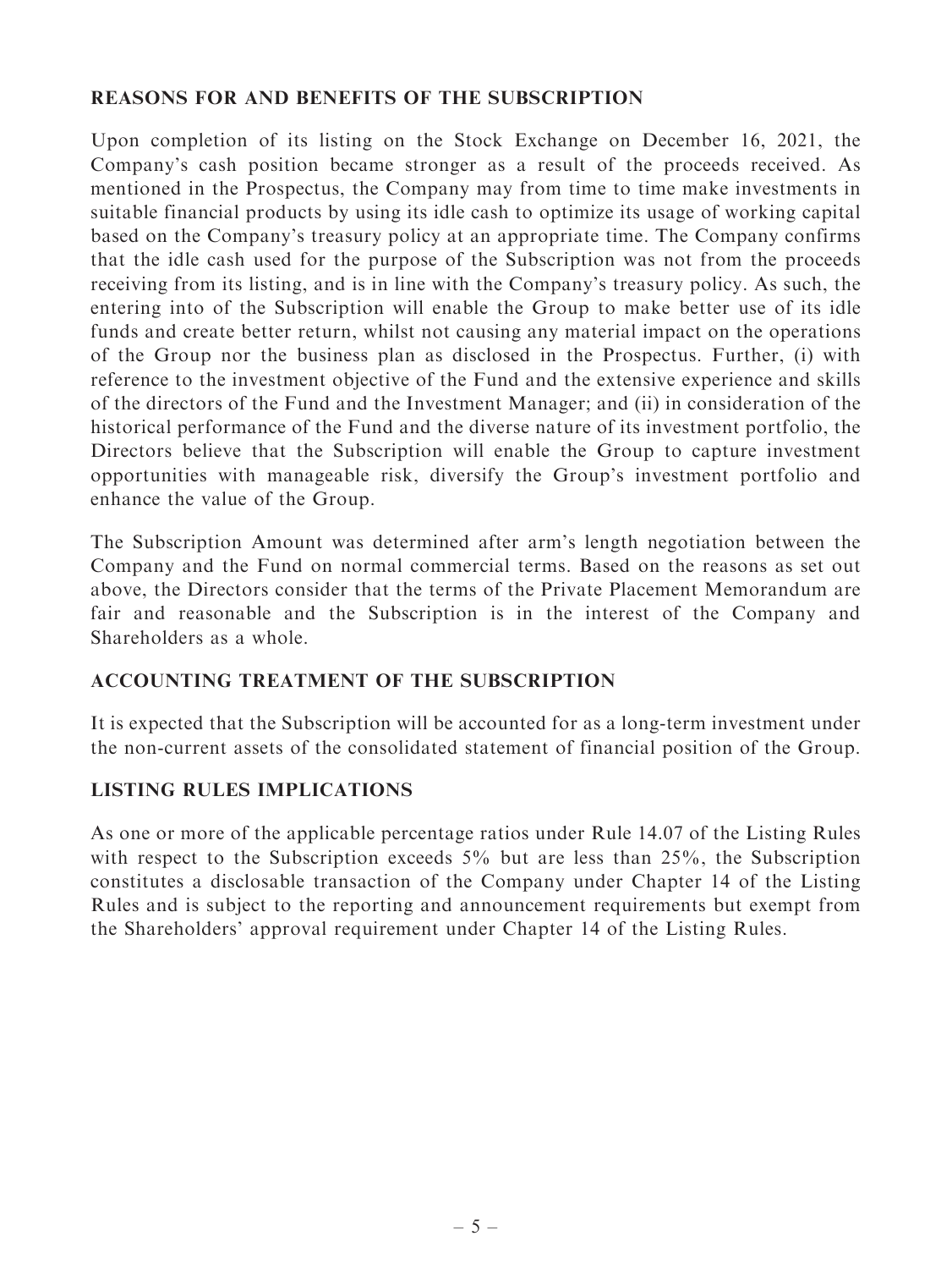## REASONS FOR AND BENEFITS OF THE SUBSCRIPTION

Upon completion of its listing on the Stock Exchange on December 16, 2021, the Company's cash position became stronger as a result of the proceeds received. As mentioned in the Prospectus, the Company may from time to time make investments in suitable financial products by using its idle cash to optimize its usage of working capital based on the Company's treasury policy at an appropriate time. The Company confirms that the idle cash used for the purpose of the Subscription was not from the proceeds receiving from its listing, and is in line with the Company's treasury policy. As such, the entering into of the Subscription will enable the Group to make better use of its idle funds and create better return, whilst not causing any material impact on the operations of the Group nor the business plan as disclosed in the Prospectus. Further, (i) with reference to the investment objective of the Fund and the extensive experience and skills of the directors of the Fund and the Investment Manager; and (ii) in consideration of the historical performance of the Fund and the diverse nature of its investment portfolio, the Directors believe that the Subscription will enable the Group to capture investment opportunities with manageable risk, diversify the Group's investment portfolio and enhance the value of the Group.

The Subscription Amount was determined after arm's length negotiation between the Company and the Fund on normal commercial terms. Based on the reasons as set out above, the Directors consider that the terms of the Private Placement Memorandum are fair and reasonable and the Subscription is in the interest of the Company and Shareholders as a whole.

## ACCOUNTING TREATMENT OF THE SUBSCRIPTION

It is expected that the Subscription will be accounted for as a long-term investment under the non-current assets of the consolidated statement of financial position of the Group.

## LISTING RULES IMPLICATIONS

As one or more of the applicable percentage ratios under Rule 14.07 of the Listing Rules with respect to the Subscription exceeds 5% but are less than 25%, the Subscription constitutes a disclosable transaction of the Company under Chapter 14 of the Listing Rules and is subject to the reporting and announcement requirements but exempt from the Shareholders' approval requirement under Chapter 14 of the Listing Rules.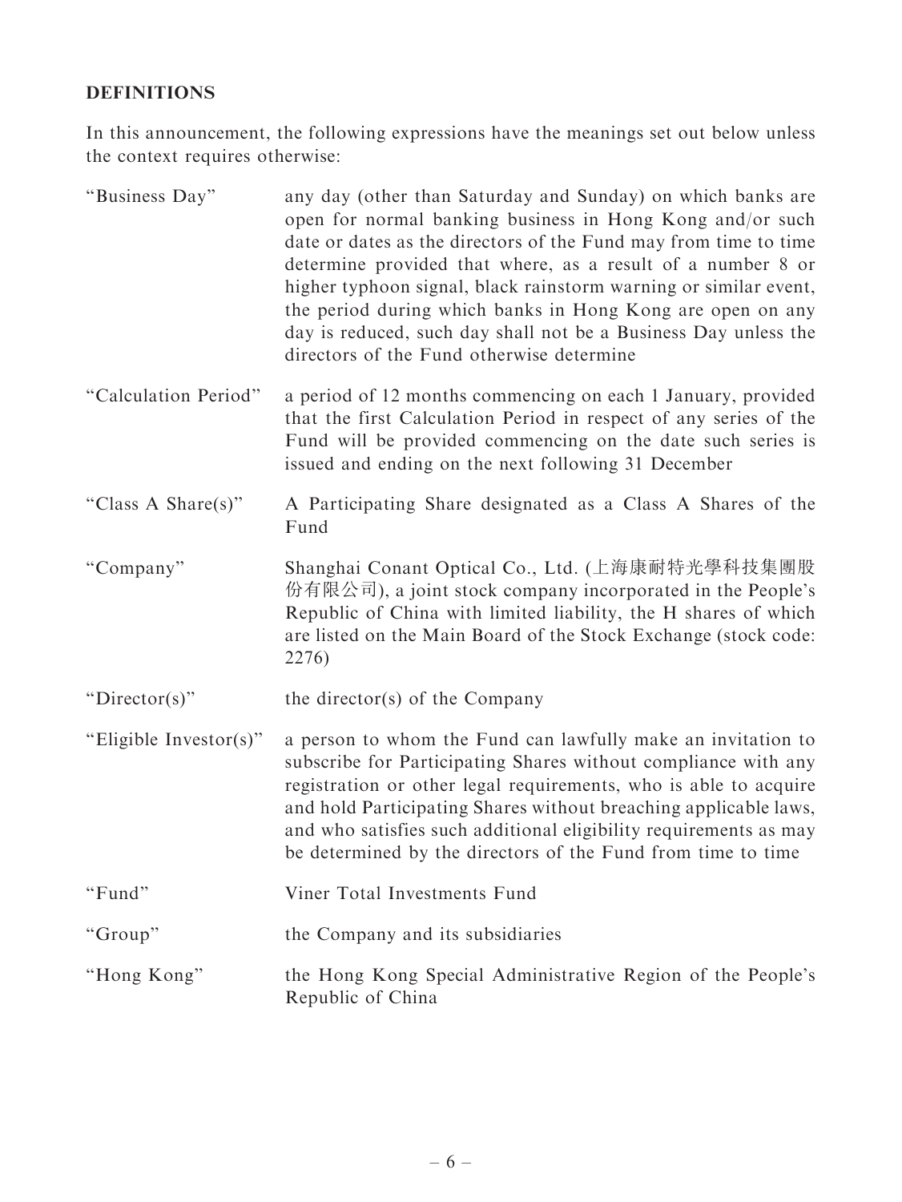## DEFINITIONS

In this announcement, the following expressions have the meanings set out below unless the context requires otherwise:

| | |
|---|---|
| "Business Day" | any day (other than Saturday and Sunday) on which banks are open for normal banking business in Hong Kong and/or such date or dates as the directors of the Fund may from time to time determine provided that where, as a result of a number 8 or higher typhoon signal, black rainstorm warning or similar event, the period during which banks in Hong Kong are open on any day is reduced, such day shall not be a Business Day unless the directors of the Fund otherwise determine |
| "Calculation Period" | a period of 12 months commencing on each 1 January, provided that the first Calculation Period in respect of any series of the Fund will be provided commencing on the date such series is issued and ending on the next following 31 December |
| "Class A Share(s)" | A Participating Share designated as a Class A Shares of the Fund |
| "Company" | Shanghai Conant Optical Co., Ltd. (上海康耐特光學科技集團股份有限公司), a joint stock company incorporated in the People's Republic of China with limited liability, the H shares of which are listed on the Main Board of the Stock Exchange (stock code: 2276) |
| "Director(s)" | the director(s) of the Company |
| "Eligible Investor(s)" | a person to whom the Fund can lawfully make an invitation to subscribe for Participating Shares without compliance with any registration or other legal requirements, who is able to acquire and hold Participating Shares without breaching applicable laws, and who satisfies such additional eligibility requirements as may be determined by the directors of the Fund from time to time |
| "Fund" | Viner Total Investments Fund |
| "Group" | the Company and its subsidiaries |
| "Hong Kong" | the Hong Kong Special Administrative Region of the People's Republic of China |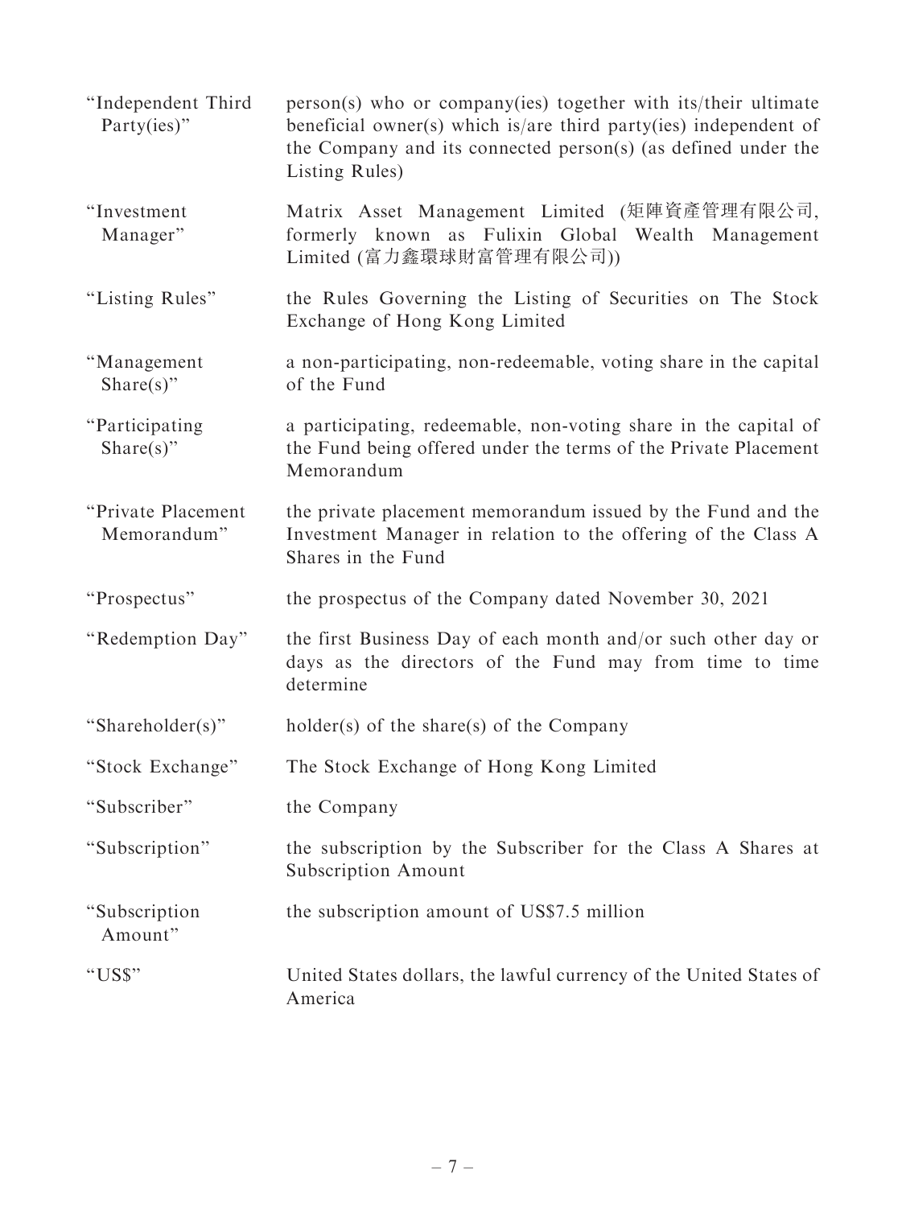| | |
|---|---|
| "Independent Third Party(ies)" | person(s) who or company(ies) together with its/their ultimate beneficial owner(s) which is/are third party(ies) independent of the Company and its connected person(s) (as defined under the Listing Rules) |
| "Investment Manager" | Matrix Asset Management Limited (矩陣資產管理有限公司, formerly known as Fulixin Global Wealth Management Limited (富力鑫環球財富管理有限公司)) |
| "Listing Rules" | the Rules Governing the Listing of Securities on The Stock Exchange of Hong Kong Limited |
| "Management Share(s)" | a non-participating, non-redeemable, voting share in the capital of the Fund |
| "Participating Share(s)" | a participating, redeemable, non-voting share in the capital of the Fund being offered under the terms of the Private Placement Memorandum |
| "Private Placement Memorandum" | the private placement memorandum issued by the Fund and the Investment Manager in relation to the offering of the Class A Shares in the Fund |
| "Prospectus" | the prospectus of the Company dated November 30, 2021 |
| "Redemption Day" | the first Business Day of each month and/or such other day or days as the directors of the Fund may from time to time determine |
| "Shareholder(s)" | holder(s) of the share(s) of the Company |
| "Stock Exchange" | The Stock Exchange of Hong Kong Limited |
| "Subscriber" | the Company |
| "Subscription" | the subscription by the Subscriber for the Class A Shares at Subscription Amount |
| "Subscription Amount" | the subscription amount of US$7.5 million |
| "US$" | United States dollars, the lawful currency of the United States of America |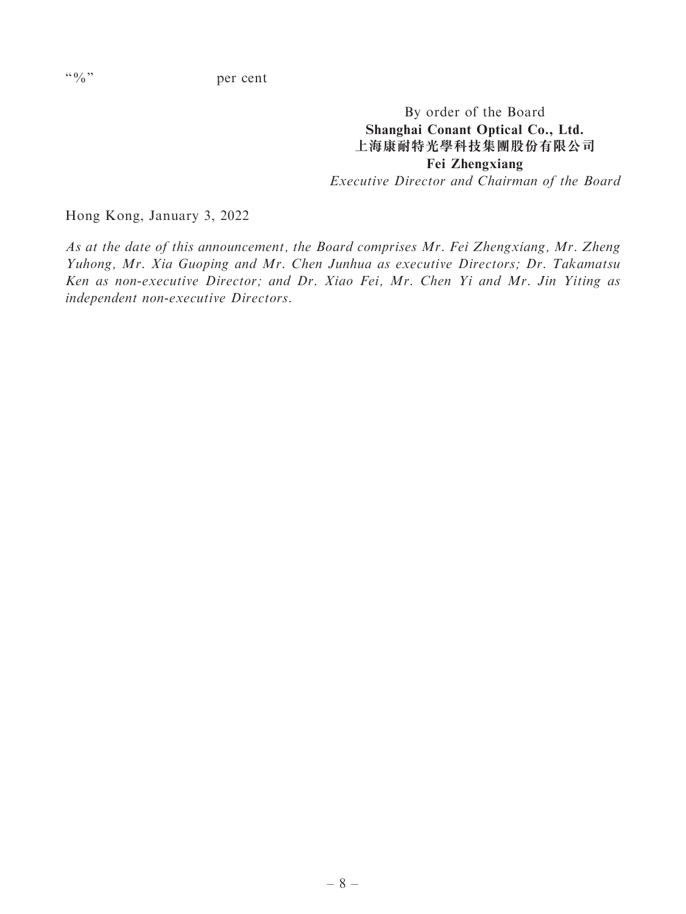| | |
|---|---|
| "%" | per cent |

By order of the Board
**Shanghai Conant Optical Co., Ltd.**
**上海康耐特光學科技集團股份有限公司**
**Fei Zhengxiang**
*Executive Director and Chairman of the Board*

Hong Kong, January 3, 2022

*As at the date of this announcement, the Board comprises Mr. Fei Zhengxiang, Mr. Zheng Yuhong, Mr. Xia Guoping and Mr. Chen Junhua as executive Directors; Dr. Takamatsu Ken as non-executive Director; and Dr. Xiao Fei, Mr. Chen Yi and Mr. Jin Yiting as independent non-executive Directors.*